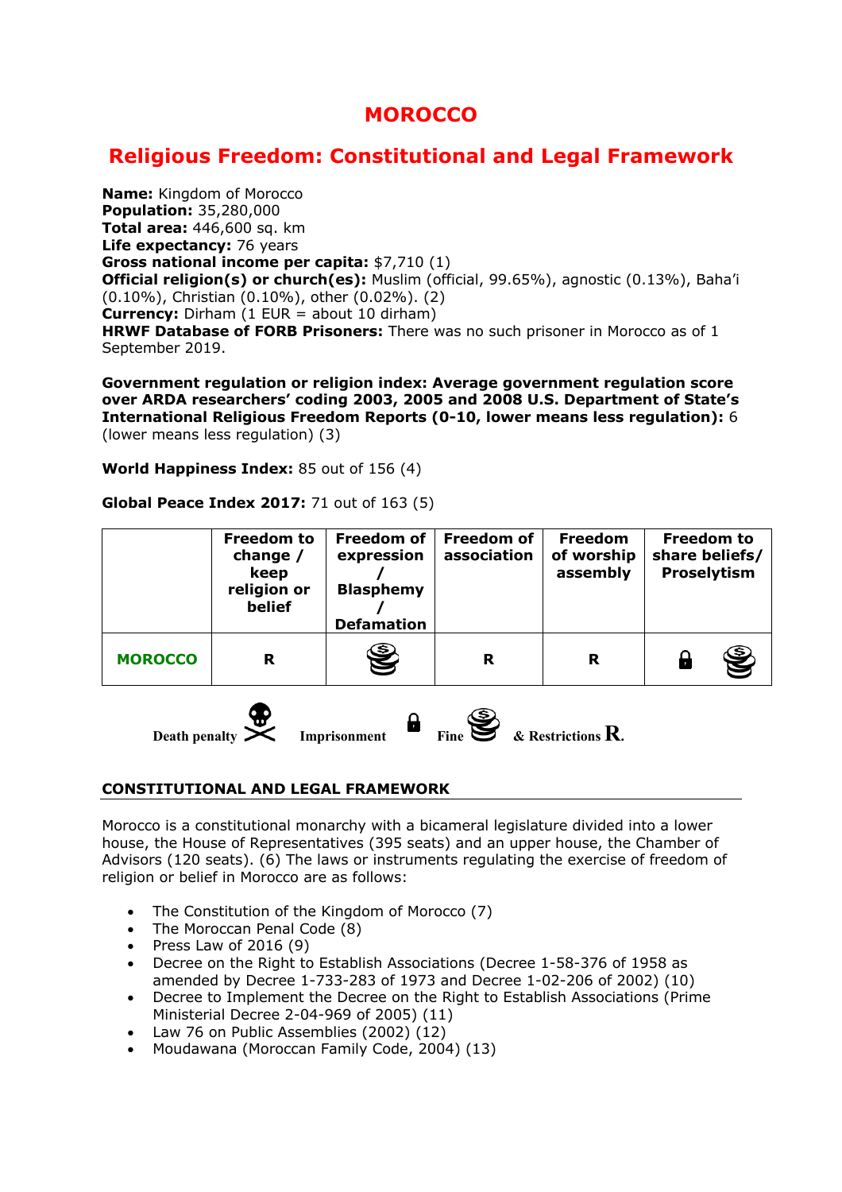# MOROCCO

## Religious Freedom: Constitutional and Legal Framework

**Name:** Kingdom of Morocco
**Population:** 35,280,000
**Total area:** 446,600 sq. km
**Life expectancy:** 76 years
**Gross national income per capita:** $7,710 (1)
**Official religion(s) or church(es):** Muslim (official, 99.65%), agnostic (0.13%), Baha'i (0.10%), Christian (0.10%), other (0.02%). (2)
**Currency:** Dirham (1 EUR = about 10 dirham)
**HRWF Database of FORB Prisoners:** There was no such prisoner in Morocco as of 1 September 2019.

**Government regulation or religion index: Average government regulation score over ARDA researchers' coding 2003, 2005 and 2008 U.S. Department of State's International Religious Freedom Reports (0-10, lower means less regulation):** 6 (lower means less regulation) (3)

**World Happiness Index:** 85 out of 156 (4)

**Global Peace Index 2017:** 71 out of 163 (5)

| | Freedom to change / keep religion or belief | Freedom of expression / Blasphemy / Defamation | Freedom of association | Freedom of worship assembly | Freedom to share beliefs/ Proselytism |
|---|---|---|---|---|---|
| **MOROCCO** | R | Fine | R | R | Imprisonment, Fine |

Death penalty &nbsp; Imprisonment &nbsp; Fine &nbsp; & Restrictions **R.**

### CONSTITUTIONAL AND LEGAL FRAMEWORK

Morocco is a constitutional monarchy with a bicameral legislature divided into a lower house, the House of Representatives (395 seats) and an upper house, the Chamber of Advisors (120 seats). (6) The laws or instruments regulating the exercise of freedom of religion or belief in Morocco are as follows:

- The Constitution of the Kingdom of Morocco (7)
- The Moroccan Penal Code (8)
- Press Law of 2016 (9)
- Decree on the Right to Establish Associations (Decree 1-58-376 of 1958 as amended by Decree 1-733-283 of 1973 and Decree 1-02-206 of 2002) (10)
- Decree to Implement the Decree on the Right to Establish Associations (Prime Ministerial Decree 2-04-969 of 2005) (11)
- Law 76 on Public Assemblies (2002) (12)
- Moudawana (Moroccan Family Code, 2004) (13)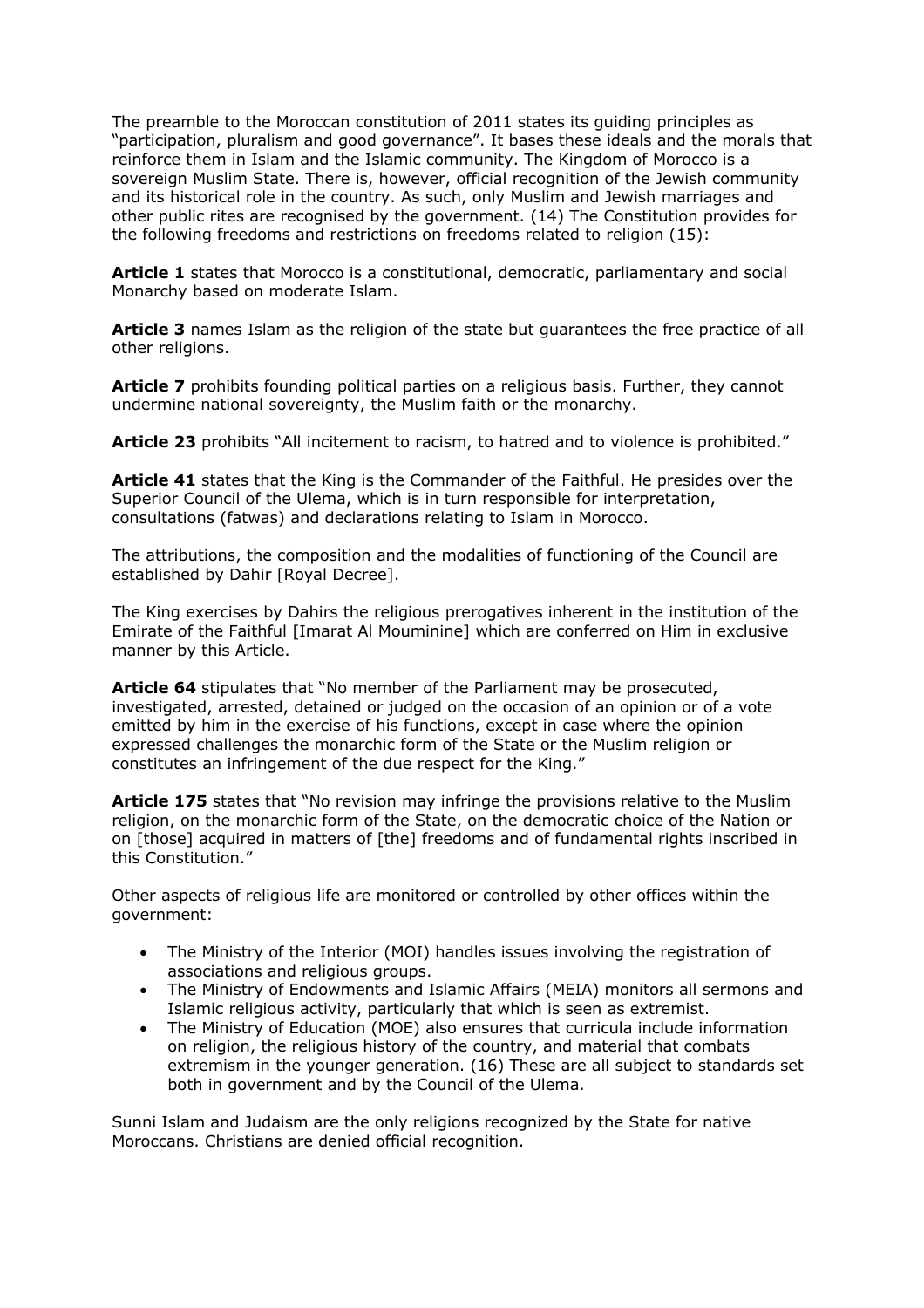The preamble to the Moroccan constitution of 2011 states its guiding principles as "participation, pluralism and good governance". It bases these ideals and the morals that reinforce them in Islam and the Islamic community. The Kingdom of Morocco is a sovereign Muslim State. There is, however, official recognition of the Jewish community and its historical role in the country. As such, only Muslim and Jewish marriages and other public rites are recognised by the government. (14) The Constitution provides for the following freedoms and restrictions on freedoms related to religion (15):

**Article 1** states that Morocco is a constitutional, democratic, parliamentary and social Monarchy based on moderate Islam.

**Article 3** names Islam as the religion of the state but guarantees the free practice of all other religions.

**Article 7** prohibits founding political parties on a religious basis. Further, they cannot undermine national sovereignty, the Muslim faith or the monarchy.

**Article 23** prohibits "All incitement to racism, to hatred and to violence is prohibited."

**Article 41** states that the King is the Commander of the Faithful. He presides over the Superior Council of the Ulema, which is in turn responsible for interpretation, consultations (fatwas) and declarations relating to Islam in Morocco.

The attributions, the composition and the modalities of functioning of the Council are established by Dahir [Royal Decree].

The King exercises by Dahirs the religious prerogatives inherent in the institution of the Emirate of the Faithful [Imarat Al Mouminine] which are conferred on Him in exclusive manner by this Article.

**Article 64** stipulates that "No member of the Parliament may be prosecuted, investigated, arrested, detained or judged on the occasion of an opinion or of a vote emitted by him in the exercise of his functions, except in case where the opinion expressed challenges the monarchic form of the State or the Muslim religion or constitutes an infringement of the due respect for the King."

**Article 175** states that "No revision may infringe the provisions relative to the Muslim religion, on the monarchic form of the State, on the democratic choice of the Nation or on [those] acquired in matters of [the] freedoms and of fundamental rights inscribed in this Constitution."

Other aspects of religious life are monitored or controlled by other offices within the government:

- The Ministry of the Interior (MOI) handles issues involving the registration of associations and religious groups.
- The Ministry of Endowments and Islamic Affairs (MEIA) monitors all sermons and Islamic religious activity, particularly that which is seen as extremist.
- The Ministry of Education (MOE) also ensures that curricula include information on religion, the religious history of the country, and material that combats extremism in the younger generation. (16) These are all subject to standards set both in government and by the Council of the Ulema.

Sunni Islam and Judaism are the only religions recognized by the State for native Moroccans. Christians are denied official recognition.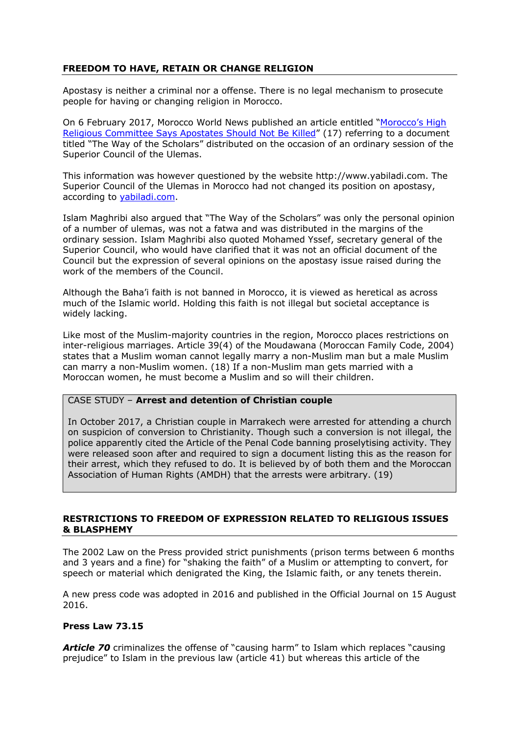## FREEDOM TO HAVE, RETAIN OR CHANGE RELIGION

Apostasy is neither a criminal nor a offense. There is no legal mechanism to prosecute people for having or changing religion in Morocco.

On 6 February 2017, Morocco World News published an article entitled "Morocco's High Religious Committee Says Apostates Should Not Be Killed" (17) referring to a document titled "The Way of the Scholars" distributed on the occasion of an ordinary session of the Superior Council of the Ulemas.

This information was however questioned by the website http://www.yabiladi.com. The Superior Council of the Ulemas in Morocco had not changed its position on apostasy, according to yabiladi.com.

Islam Maghribi also argued that "The Way of the Scholars" was only the personal opinion of a number of ulemas, was not a fatwa and was distributed in the margins of the ordinary session. Islam Maghribi also quoted Mohamed Yssef, secretary general of the Superior Council, who would have clarified that it was not an official document of the Council but the expression of several opinions on the apostasy issue raised during the work of the members of the Council.

Although the Baha'i faith is not banned in Morocco, it is viewed as heretical as across much of the Islamic world. Holding this faith is not illegal but societal acceptance is widely lacking.

Like most of the Muslim-majority countries in the region, Morocco places restrictions on inter-religious marriages. Article 39(4) of the Moudawana (Moroccan Family Code, 2004) states that a Muslim woman cannot legally marry a non-Muslim man but a male Muslim can marry a non-Muslim women. (18) If a non-Muslim man gets married with a Moroccan women, he must become a Muslim and so will their children.

> CASE STUDY – **Arrest and detention of Christian couple**
>
> In October 2017, a Christian couple in Marrakech were arrested for attending a church on suspicion of conversion to Christianity. Though such a conversion is not illegal, the police apparently cited the Article of the Penal Code banning proselytising activity. They were released soon after and required to sign a document listing this as the reason for their arrest, which they refused to do. It is believed by of both them and the Moroccan Association of Human Rights (AMDH) that the arrests were arbitrary. (19)

## RESTRICTIONS TO FREEDOM OF EXPRESSION RELATED TO RELIGIOUS ISSUES & BLASPHEMY

The 2002 Law on the Press provided strict punishments (prison terms between 6 months and 3 years and a fine) for "shaking the faith" of a Muslim or attempting to convert, for speech or material which denigrated the King, the Islamic faith, or any tenets therein.

A new press code was adopted in 2016 and published in the Official Journal on 15 August 2016.

### Press Law 73.15

***Article 70*** criminalizes the offense of "causing harm" to Islam which replaces "causing prejudice" to Islam in the previous law (article 41) but whereas this article of the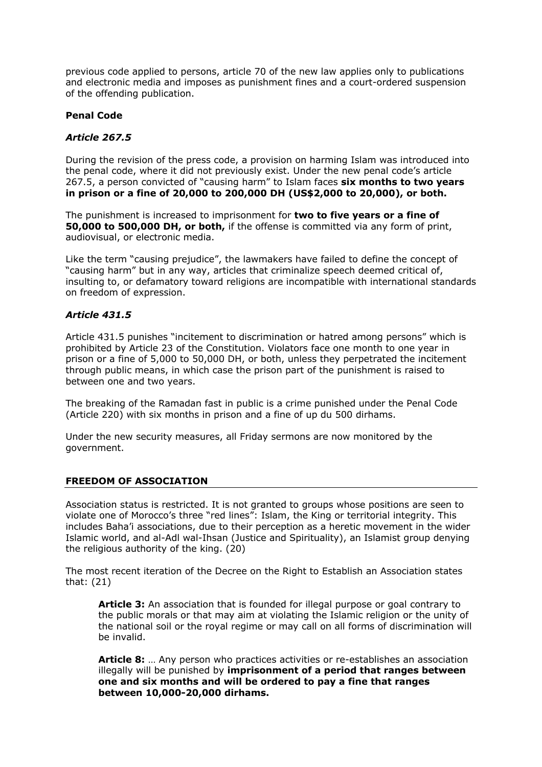previous code applied to persons, article 70 of the new law applies only to publications and electronic media and imposes as punishment fines and a court-ordered suspension of the offending publication.

**Penal Code**

***Article 267.5***

During the revision of the press code, a provision on harming Islam was introduced into the penal code, where it did not previously exist. Under the new penal code's article 267.5, a person convicted of "causing harm" to Islam faces **six months to two years in prison or a fine of 20,000 to 200,000 DH (US$2,000 to 20,000), or both.**

The punishment is increased to imprisonment for **two to five years or a fine of 50,000 to 500,000 DH, or both,** if the offense is committed via any form of print, audiovisual, or electronic media.

Like the term "causing prejudice", the lawmakers have failed to define the concept of "causing harm" but in any way, articles that criminalize speech deemed critical of, insulting to, or defamatory toward religions are incompatible with international standards on freedom of expression.

***Article 431.5***

Article 431.5 punishes "incitement to discrimination or hatred among persons" which is prohibited by Article 23 of the Constitution. Violators face one month to one year in prison or a fine of 5,000 to 50,000 DH, or both, unless they perpetrated the incitement through public means, in which case the prison part of the punishment is raised to between one and two years.

The breaking of the Ramadan fast in public is a crime punished under the Penal Code (Article 220) with six months in prison and a fine of up du 500 dirhams.

Under the new security measures, all Friday sermons are now monitored by the government.

## FREEDOM OF ASSOCIATION

Association status is restricted. It is not granted to groups whose positions are seen to violate one of Morocco's three "red lines": Islam, the King or territorial integrity. This includes Baha'i associations, due to their perception as a heretic movement in the wider Islamic world, and al-Adl wal-Ihsan (Justice and Spirituality), an Islamist group denying the religious authority of the king. (20)

The most recent iteration of the Decree on the Right to Establish an Association states that: (21)

> **Article 3:** An association that is founded for illegal purpose or goal contrary to the public morals or that may aim at violating the Islamic religion or the unity of the national soil or the royal regime or may call on all forms of discrimination will be invalid.
>
> **Article 8:** … Any person who practices activities or re-establishes an association illegally will be punished by **imprisonment of a period that ranges between one and six months and will be ordered to pay a fine that ranges between 10,000-20,000 dirhams.**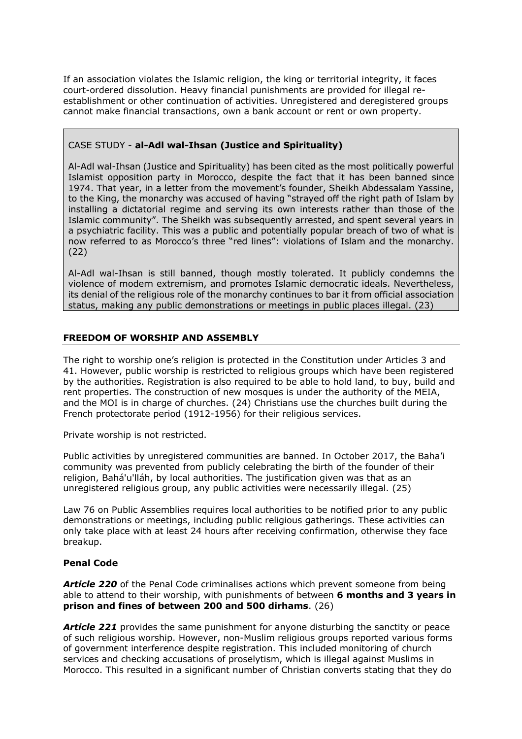If an association violates the Islamic religion, the king or territorial integrity, it faces court-ordered dissolution. Heavy financial punishments are provided for illegal re-establishment or other continuation of activities. Unregistered and deregistered groups cannot make financial transactions, own a bank account or rent or own property.

> CASE STUDY - **al-Adl wal-Ihsan (Justice and Spirituality)**
>
> Al-Adl wal-Ihsan (Justice and Spirituality) has been cited as the most politically powerful Islamist opposition party in Morocco, despite the fact that it has been banned since 1974. That year, in a letter from the movement's founder, Sheikh Abdessalam Yassine, to the King, the monarchy was accused of having "strayed off the right path of Islam by installing a dictatorial regime and serving its own interests rather than those of the Islamic community". The Sheikh was subsequently arrested, and spent several years in a psychiatric facility. This was a public and potentially popular breach of two of what is now referred to as Morocco's three "red lines": violations of Islam and the monarchy. (22)
>
> Al-Adl wal-Ihsan is still banned, though mostly tolerated. It publicly condemns the violence of modern extremism, and promotes Islamic democratic ideals. Nevertheless, its denial of the religious role of the monarchy continues to bar it from official association status, making any public demonstrations or meetings in public places illegal. (23)

## FREEDOM OF WORSHIP AND ASSEMBLY

The right to worship one's religion is protected in the Constitution under Articles 3 and 41. However, public worship is restricted to religious groups which have been registered by the authorities. Registration is also required to be able to hold land, to buy, build and rent properties. The construction of new mosques is under the authority of the MEIA, and the MOI is in charge of churches. (24) Christians use the churches built during the French protectorate period (1912-1956) for their religious services.

Private worship is not restricted.

Public activities by unregistered communities are banned. In October 2017, the Baha'i community was prevented from publicly celebrating the birth of the founder of their religion, Bahá'u'lláh, by local authorities. The justification given was that as an unregistered religious group, any public activities were necessarily illegal. (25)

Law 76 on Public Assemblies requires local authorities to be notified prior to any public demonstrations or meetings, including public religious gatherings. These activities can only take place with at least 24 hours after receiving confirmation, otherwise they face breakup.

### Penal Code

***Article 220*** of the Penal Code criminalises actions which prevent someone from being able to attend to their worship, with punishments of between **6 months and 3 years in prison and fines of between 200 and 500 dirhams**. (26)

***Article 221*** provides the same punishment for anyone disturbing the sanctity or peace of such religious worship. However, non-Muslim religious groups reported various forms of government interference despite registration. This included monitoring of church services and checking accusations of proselytism, which is illegal against Muslims in Morocco. This resulted in a significant number of Christian converts stating that they do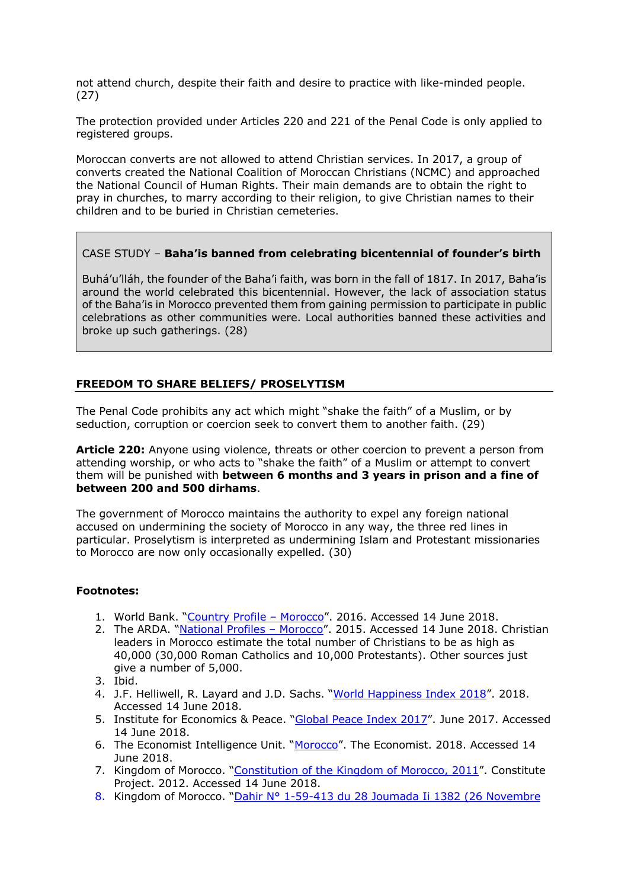not attend church, despite their faith and desire to practice with like-minded people. (27)

The protection provided under Articles 220 and 221 of the Penal Code is only applied to registered groups.

Moroccan converts are not allowed to attend Christian services. In 2017, a group of converts created the National Coalition of Moroccan Christians (NCMC) and approached the National Council of Human Rights. Their main demands are to obtain the right to pray in churches, to marry according to their religion, to give Christian names to their children and to be buried in Christian cemeteries.

> CASE STUDY – **Baha'is banned from celebrating bicentennial of founder's birth**
>
> Buhá'u'lláh, the founder of the Baha'i faith, was born in the fall of 1817. In 2017, Baha'is around the world celebrated this bicentennial. However, the lack of association status of the Baha'is in Morocco prevented them from gaining permission to participate in public celebrations as other communities were. Local authorities banned these activities and broke up such gatherings. (28)

## FREEDOM TO SHARE BELIEFS/ PROSELYTISM

The Penal Code prohibits any act which might "shake the faith" of a Muslim, or by seduction, corruption or coercion seek to convert them to another faith. (29)

**Article 220:** Anyone using violence, threats or other coercion to prevent a person from attending worship, or who acts to "shake the faith" of a Muslim or attempt to convert them will be punished with **between 6 months and 3 years in prison and a fine of between 200 and 500 dirhams**.

The government of Morocco maintains the authority to expel any foreign national accused on undermining the society of Morocco in any way, the three red lines in particular. Proselytism is interpreted as undermining Islam and Protestant missionaries to Morocco are now only occasionally expelled. (30)

**Footnotes:**

1. World Bank. "Country Profile – Morocco". 2016. Accessed 14 June 2018.
2. The ARDA. "National Profiles – Morocco". 2015. Accessed 14 June 2018. Christian leaders in Morocco estimate the total number of Christians to be as high as 40,000 (30,000 Roman Catholics and 10,000 Protestants). Other sources just give a number of 5,000.
3. Ibid.
4. J.F. Helliwell, R. Layard and J.D. Sachs. "World Happiness Index 2018". 2018. Accessed 14 June 2018.
5. Institute for Economics & Peace. "Global Peace Index 2017". June 2017. Accessed 14 June 2018.
6. The Economist Intelligence Unit. "Morocco". The Economist. 2018. Accessed 14 June 2018.
7. Kingdom of Morocco. "Constitution of the Kingdom of Morocco, 2011". Constitute Project. 2012. Accessed 14 June 2018.
8. Kingdom of Morocco. "Dahir N° 1-59-413 du 28 Joumada Ii 1382 (26 Novembre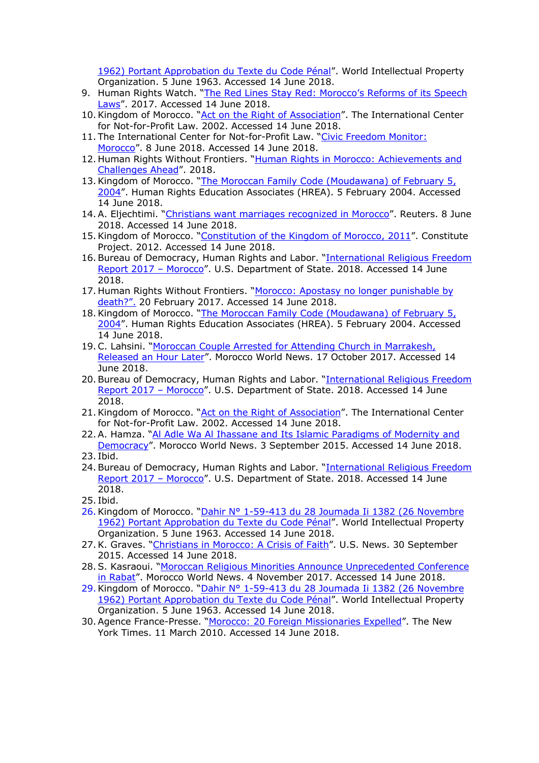1962) Portant Approbation du Texte du Code Pénal". World Intellectual Property Organization. 5 June 1963. Accessed 14 June 2018.

9. Human Rights Watch. "The Red Lines Stay Red: Morocco's Reforms of its Speech Laws". 2017. Accessed 14 June 2018.
10. Kingdom of Morocco. "Act on the Right of Association". The International Center for Not-for-Profit Law. 2002. Accessed 14 June 2018.
11. The International Center for Not-for-Profit Law. "Civic Freedom Monitor: Morocco". 8 June 2018. Accessed 14 June 2018.
12. Human Rights Without Frontiers. "Human Rights in Morocco: Achievements and Challenges Ahead". 2018.
13. Kingdom of Morocco. "The Moroccan Family Code (Moudawana) of February 5, 2004". Human Rights Education Associates (HREA). 5 February 2004. Accessed 14 June 2018.
14. A. Eljechtimi. "Christians want marriages recognized in Morocco". Reuters. 8 June 2018. Accessed 14 June 2018.
15. Kingdom of Morocco. "Constitution of the Kingdom of Morocco, 2011". Constitute Project. 2012. Accessed 14 June 2018.
16. Bureau of Democracy, Human Rights and Labor. "International Religious Freedom Report 2017 – Morocco". U.S. Department of State. 2018. Accessed 14 June 2018.
17. Human Rights Without Frontiers. "Morocco: Apostasy no longer punishable by death?". 20 February 2017. Accessed 14 June 2018.
18. Kingdom of Morocco. "The Moroccan Family Code (Moudawana) of February 5, 2004". Human Rights Education Associates (HREA). 5 February 2004. Accessed 14 June 2018.
19. C. Lahsini. "Moroccan Couple Arrested for Attending Church in Marrakesh, Released an Hour Later". Morocco World News. 17 October 2017. Accessed 14 June 2018.
20. Bureau of Democracy, Human Rights and Labor. "International Religious Freedom Report 2017 – Morocco". U.S. Department of State. 2018. Accessed 14 June 2018.
21. Kingdom of Morocco. "Act on the Right of Association". The International Center for Not-for-Profit Law. 2002. Accessed 14 June 2018.
22. A. Hamza. "Al Adle Wa Al Ihassane and Its Islamic Paradigms of Modernity and Democracy". Morocco World News. 3 September 2015. Accessed 14 June 2018.
23. Ibid.
24. Bureau of Democracy, Human Rights and Labor. "International Religious Freedom Report 2017 – Morocco". U.S. Department of State. 2018. Accessed 14 June 2018.
25. Ibid.
26. Kingdom of Morocco. "Dahir N° 1-59-413 du 28 Joumada Ii 1382 (26 Novembre 1962) Portant Approbation du Texte du Code Pénal". World Intellectual Property Organization. 5 June 1963. Accessed 14 June 2018.
27. K. Graves. "Christians in Morocco: A Crisis of Faith". U.S. News. 30 September 2015. Accessed 14 June 2018.
28. S. Kasraoui. "Moroccan Religious Minorities Announce Unprecedented Conference in Rabat". Morocco World News. 4 November 2017. Accessed 14 June 2018.
29. Kingdom of Morocco. "Dahir N° 1-59-413 du 28 Joumada Ii 1382 (26 Novembre 1962) Portant Approbation du Texte du Code Pénal". World Intellectual Property Organization. 5 June 1963. Accessed 14 June 2018.
30. Agence France-Presse. "Morocco: 20 Foreign Missionaries Expelled". The New York Times. 11 March 2010. Accessed 14 June 2018.